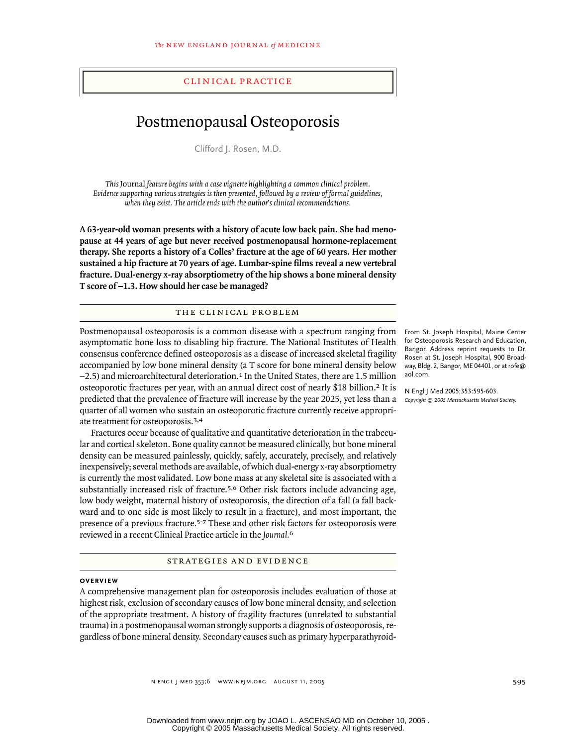CLINICAL PRACTICE

# Postmenopausal Osteoporosis

Clifford J. Rosen, M.D.

*This* Journal *feature begins with a case vignette highlighting a common clinical problem. Evidence supporting various strategies is then presented, followed by a review of formal guidelines, when they exist. The article ends with the author's clinical recommendations.*

**A 63-year-old woman presents with a history of acute low back pain. She had menopause at 44 years of age but never received postmenopausal hormone-replacement therapy. She reports a history of a Colles' fracture at the age of 60 years. Her mother sustained a hip fracture at 70 years of age. Lumbar-spine films reveal a new vertebral fracture. Dual-energy x-ray absorptiometry of the hip shows a bone mineral density T score of −1.3. How should her case be managed?**

From St. Joseph Hospital, Maine Center for Osteoporosis Research and Education, Bangor. Address reprint requests to Dr. Rosen at St. Joseph Hospital, 900 Broadway, Bldg. 2, Bangor, ME 04401, or at rofe@aol.com.

N Engl J Med 2005;353:595-603.

*Copyright © 2005 Massachusetts Medical Society.*

## THE CLINICAL PROBLEM

Postmenopausal osteoporosis is a common disease with a spectrum ranging from asymptomatic bone loss to disabling hip fracture. The National Institutes of Health consensus conference defined osteoporosis as a disease of increased skeletal fragility accompanied by low bone mineral density (a T score for bone mineral density below −2.5) and microarchitectural deterioration.[1] In the United States, there are 1.5 million osteoporotic fractures per year, with an annual direct cost of nearly $18 billion.[2] It is predicted that the prevalence of fracture will increase by the year 2025, yet less than a quarter of all women who sustain an osteoporotic fracture currently receive appropriate treatment for osteoporosis.[3,4]

Fractures occur because of qualitative and quantitative deterioration in the trabecular and cortical skeleton. Bone quality cannot be measured clinically, but bone mineral density can be measured painlessly, quickly, safely, accurately, precisely, and relatively inexpensively; several methods are available, of which dual-energy x-ray absorptiometry is currently the most validated. Low bone mass at any skeletal site is associated with a substantially increased risk of fracture.[5,6] Other risk factors include advancing age, low body weight, maternal history of osteoporosis, the direction of a fall (a fall backward and to one side is most likely to result in a fracture), and most important, the presence of a previous fracture.[5-7] These and other risk factors for osteoporosis were reviewed in a recent Clinical Practice article in the *Journal.*[6]

## STRATEGIES AND EVIDENCE

### OVERVIEW

A comprehensive management plan for osteoporosis includes evaluation of those at highest risk, exclusion of secondary causes of low bone mineral density, and selection of the appropriate treatment. A history of fragility fractures (unrelated to substantial trauma) in a postmenopausal woman strongly supports a diagnosis of osteoporosis, regardless of bone mineral density. Secondary causes such as primary hyperparathyroid-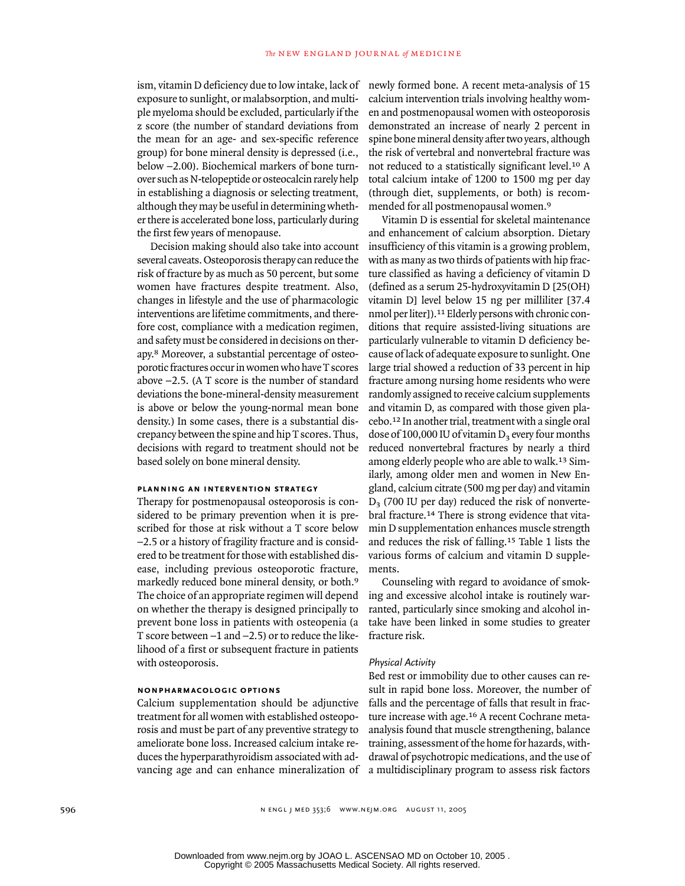ism, vitamin D deficiency due to low intake, lack of exposure to sunlight, or malabsorption, and multiple myeloma should be excluded, particularly if the z score (the number of standard deviations from the mean for an age- and sex-specific reference group) for bone mineral density is depressed (i.e., below −2.00). Biochemical markers of bone turnover such as N-telopeptide or osteocalcin rarely help in establishing a diagnosis or selecting treatment, although they may be useful in determining whether there is accelerated bone loss, particularly during the first few years of menopause.

Decision making should also take into account several caveats. Osteoporosis therapy can reduce the risk of fracture by as much as 50 percent, but some women have fractures despite treatment. Also, changes in lifestyle and the use of pharmacologic interventions are lifetime commitments, and therefore cost, compliance with a medication regimen, and safety must be considered in decisions on therapy.[8] Moreover, a substantial percentage of osteoporotic fractures occur in women who have T scores above −2.5. (A T score is the number of standard deviations the bone-mineral-density measurement is above or below the young-normal mean bone density.) In some cases, there is a substantial discrepancy between the spine and hip T scores. Thus, decisions with regard to treatment should not be based solely on bone mineral density.

## PLANNING AN INTERVENTION STRATEGY

Therapy for postmenopausal osteoporosis is considered to be primary prevention when it is prescribed for those at risk without a T score below −2.5 or a history of fragility fracture and is considered to be treatment for those with established disease, including previous osteoporotic fracture, markedly reduced bone mineral density, or both.[9] The choice of an appropriate regimen will depend on whether the therapy is designed principally to prevent bone loss in patients with osteopenia (a T score between −1 and −2.5) or to reduce the likelihood of a first or subsequent fracture in patients with osteoporosis.

## NONPHARMACOLOGIC OPTIONS

Calcium supplementation should be adjunctive treatment for all women with established osteoporosis and must be part of any preventive strategy to ameliorate bone loss. Increased calcium intake reduces the hyperparathyroidism associated with advancing age and can enhance mineralization of newly formed bone. A recent meta-analysis of 15 calcium intervention trials involving healthy women and postmenopausal women with osteoporosis demonstrated an increase of nearly 2 percent in spine bone mineral density after two years, although the risk of vertebral and nonvertebral fracture was not reduced to a statistically significant level.[10] A total calcium intake of 1200 to 1500 mg per day (through diet, supplements, or both) is recommended for all postmenopausal women.[9]

Vitamin D is essential for skeletal maintenance and enhancement of calcium absorption. Dietary insufficiency of this vitamin is a growing problem, with as many as two thirds of patients with hip fracture classified as having a deficiency of vitamin D (defined as a serum 25-hydroxyvitamin D [25(OH) vitamin D] level below 15 ng per milliliter [37.4 nmol per liter]).[11] Elderly persons with chronic conditions that require assisted-living situations are particularly vulnerable to vitamin D deficiency because of lack of adequate exposure to sunlight. One large trial showed a reduction of 33 percent in hip fracture among nursing home residents who were randomly assigned to receive calcium supplements and vitamin D, as compared with those given placebo.[12] In another trial, treatment with a single oral dose of 100,000 IU of vitamin $D_3$ every four months reduced nonvertebral fractures by nearly a third among elderly people who are able to walk.[13] Similarly, among older men and women in New England, calcium citrate (500 mg per day) and vitamin $D_3$ (700 IU per day) reduced the risk of nonvertebral fracture.[14] There is strong evidence that vitamin D supplementation enhances muscle strength and reduces the risk of falling.[15] Table 1 lists the various forms of calcium and vitamin D supplements.

Counseling with regard to avoidance of smoking and excessive alcohol intake is routinely warranted, particularly since smoking and alcohol intake have been linked in some studies to greater fracture risk.

### *Physical Activity*

Bed rest or immobility due to other causes can result in rapid bone loss. Moreover, the number of falls and the percentage of falls that result in fracture increase with age.[16] A recent Cochrane meta-analysis found that muscle strengthening, balance training, assessment of the home for hazards, withdrawal of psychotropic medications, and the use of a multidisciplinary program to assess risk factors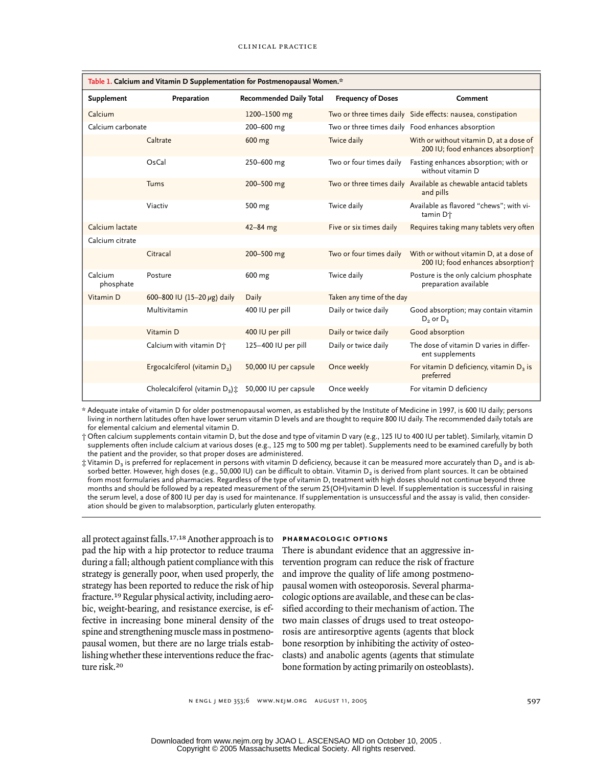**Table 1. Calcium and Vitamin D Supplementation for Postmenopausal Women.***

| Supplement | Preparation | Recommended Daily Total | Frequency of Doses | Comment |
|---|---|---|---|---|
| Calcium | | 1200–1500 mg | Two or three times daily | Side effects: nausea, constipation |
| Calcium carbonate | | 200–600 mg | Two or three times daily | Food enhances absorption |
| | Caltrate | 600 mg | Twice daily | With or without vitamin D, at a dose of 200 IU; food enhances absorption† |
| | OsCal | 250–600 mg | Two or four times daily | Fasting enhances absorption; with or without vitamin D |
| | Tums | 200–500 mg | Two or three times daily | Available as chewable antacid tablets and pills |
| | Viactiv | 500 mg | Twice daily | Available as flavored "chews"; with vitamin D† |
| Calcium lactate | | 42–84 mg | Five or six times daily | Requires taking many tablets very often |
| Calcium citrate | | | | |
| | Citracal | 200–500 mg | Two or four times daily | With or without vitamin D, at a dose of 200 IU; food enhances absorption† |
| Calcium phosphate | Posture | 600 mg | Twice daily | Posture is the only calcium phosphate preparation available |
| Vitamin D | 600–800 IU (15–20 μg) daily | Daily | Taken any time of the day | |
| | Multivitamin | 400 IU per pill | Daily or twice daily | Good absorption; may contain vitamin $D_2$ or $D_3$ |
| | Vitamin D | 400 IU per pill | Daily or twice daily | Good absorption |
| | Calcium with vitamin D† | 125–400 IU per pill | Daily or twice daily | The dose of vitamin D varies in different supplements |
| | Ergocalciferol (vitamin $D_2$) | 50,000 IU per capsule | Once weekly | For vitamin D deficiency, vitamin $D_3$ is preferred |
| | Cholecalciferol (vitamin $D_3$)‡ | 50,000 IU per capsule | Once weekly | For vitamin D deficiency |

\* Adequate intake of vitamin D for older postmenopausal women, as established by the Institute of Medicine in 1997, is 600 IU daily; persons living in northern latitudes often have lower serum vitamin D levels and are thought to require 800 IU daily. The recommended daily totals are for elemental calcium and elemental vitamin D.

† Often calcium supplements contain vitamin D, but the dose and type of vitamin D vary (e.g., 125 IU to 400 IU per tablet). Similarly, vitamin D supplements often include calcium at various doses (e.g., 125 mg to 500 mg per tablet). Supplements need to be examined carefully by both the patient and the provider, so that proper doses are administered.

‡ Vitamin $D_3$ is preferred for replacement in persons with vitamin D deficiency, because it can be measured more accurately than $D_2$ and is absorbed better. However, high doses (e.g., 50,000 IU) can be difficult to obtain. Vitamin $D_2$ is derived from plant sources. It can be obtained from most formularies and pharmacies. Regardless of the type of vitamin D, treatment with high doses should not continue beyond three months and should be followed by a repeated measurement of the serum 25(OH)vitamin D level. If supplementation is successful in raising the serum level, a dose of 800 IU per day is used for maintenance. If supplementation is unsuccessful and the assay is valid, then consideration should be given to malabsorption, particularly gluten enteropathy.

all protect against falls.[17,18] Another approach is to pad the hip with a hip protector to reduce trauma during a fall; although patient compliance with this strategy is generally poor, when used properly, the strategy has been reported to reduce the risk of hip fracture.[19] Regular physical activity, including aerobic, weight-bearing, and resistance exercise, is effective in increasing bone mineral density of the spine and strengthening muscle mass in postmenopausal women, but there are no large trials establishing whether these interventions reduce the fracture risk.[20]

#### PHARMACOLOGIC OPTIONS

There is abundant evidence that an aggressive intervention program can reduce the risk of fracture and improve the quality of life among postmenopausal women with osteoporosis. Several pharmacologic options are available, and these can be classified according to their mechanism of action. The two main classes of drugs used to treat osteoporosis are antiresorptive agents (agents that block bone resorption by inhibiting the activity of osteoclasts) and anabolic agents (agents that stimulate bone formation by acting primarily on osteoblasts).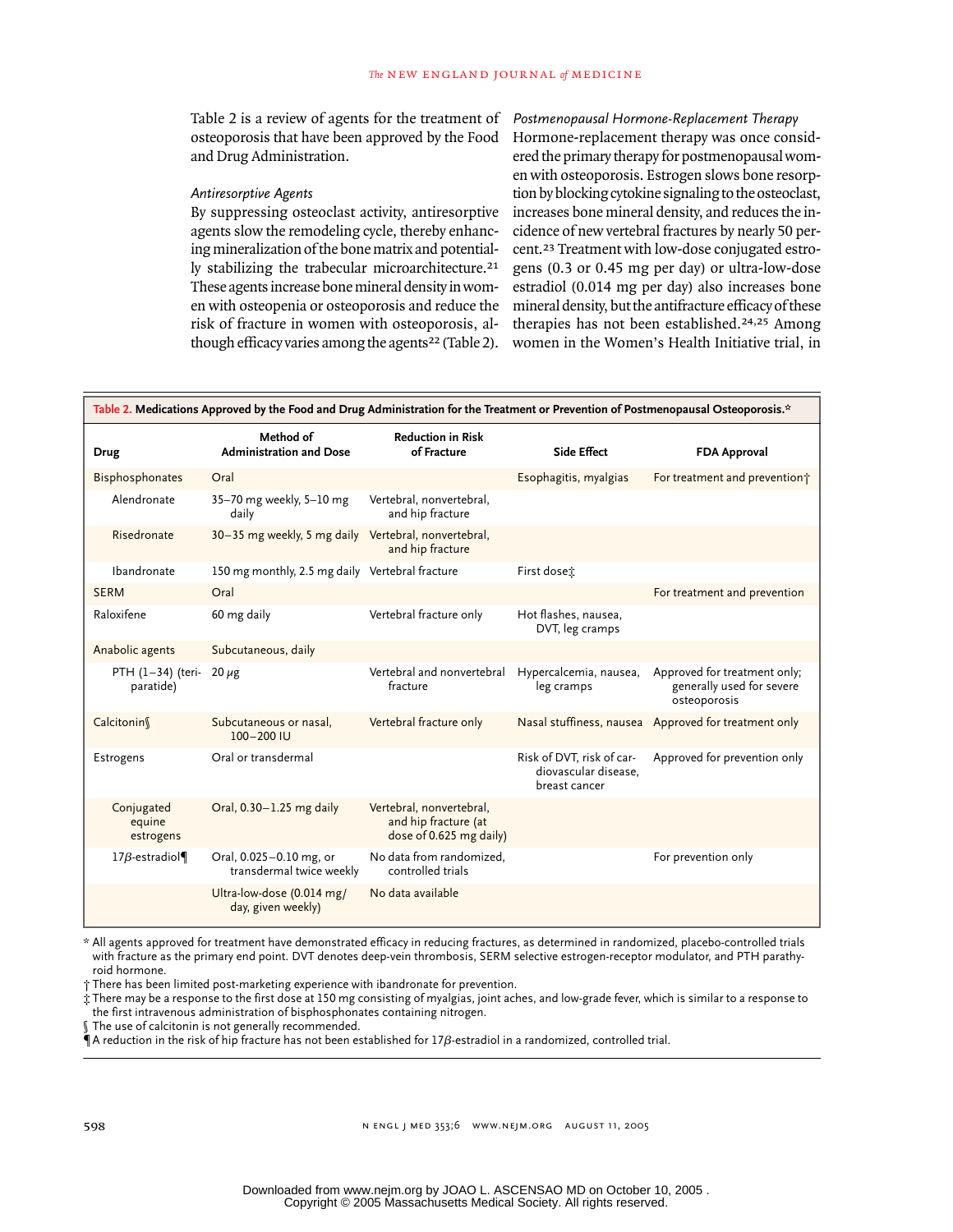Table 2 is a review of agents for the treatment of osteoporosis that have been approved by the Food and Drug Administration.

*Antiresorptive Agents*

By suppressing osteoclast activity, antiresorptive agents slow the remodeling cycle, thereby enhancing mineralization of the bone matrix and potentially stabilizing the trabecular microarchitecture.[21] These agents increase bone mineral density in women with osteopenia or osteoporosis and reduce the risk of fracture in women with osteoporosis, although efficacy varies among the agents[22] (Table 2).

*Postmenopausal Hormone-Replacement Therapy*

Hormone-replacement therapy was once considered the primary therapy for postmenopausal women with osteoporosis. Estrogen slows bone resorption by blocking cytokine signaling to the osteoclast, increases bone mineral density, and reduces the incidence of new vertebral fractures by nearly 50 percent.[23] Treatment with low-dose conjugated estrogens (0.3 or 0.45 mg per day) or ultra-low-dose estradiol (0.014 mg per day) also increases bone mineral density, but the antifracture efficacy of these therapies has not been established.[24,25] Among women in the Women's Health Initiative trial, in

**Table 2. Medications Approved by the Food and Drug Administration for the Treatment or Prevention of Postmenopausal Osteoporosis.***

| Drug | Method of Administration and Dose | Reduction in Risk of Fracture | Side Effect | FDA Approval |
|---|---|---|---|---|
| Bisphosphonates | Oral | | Esophagitis, myalgias | For treatment and prevention† |
| Alendronate | 35–70 mg weekly, 5–10 mg daily | Vertebral, nonvertebral, and hip fracture | | |
| Risedronate | 30–35 mg weekly, 5 mg daily | Vertebral, nonvertebral, and hip fracture | | |
| Ibandronate | 150 mg monthly, 2.5 mg daily | Vertebral fracture | First dose‡ | |
| SERM | Oral | | | For treatment and prevention |
| Raloxifene | 60 mg daily | Vertebral fracture only | Hot flashes, nausea, DVT, leg cramps | |
| Anabolic agents | Subcutaneous, daily | | | |
| PTH (1–34) (teriparatide) | 20 μg | Vertebral and nonvertebral fracture | Hypercalcemia, nausea, leg cramps | Approved for treatment only; generally used for severe osteoporosis |
| Calcitonin§ | Subcutaneous or nasal, 100–200 IU | Vertebral fracture only | Nasal stuffiness, nausea | Approved for treatment only |
| Estrogens | Oral or transdermal | | Risk of DVT, risk of cardiovascular disease, breast cancer | Approved for prevention only |
| Conjugated equine estrogens | Oral, 0.30–1.25 mg daily | Vertebral, nonvertebral, and hip fracture (at dose of 0.625 mg daily) | | |
| 17β-estradiol¶ | Oral, 0.025–0.10 mg, or transdermal twice weekly | No data from randomized, controlled trials | | For prevention only |
| | Ultra-low-dose (0.014 mg/day, given weekly) | No data available | | |

\* All agents approved for treatment have demonstrated efficacy in reducing fractures, as determined in randomized, placebo-controlled trials with fracture as the primary end point. DVT denotes deep-vein thrombosis, SERM selective estrogen-receptor modulator, and PTH parathyroid hormone.

† There has been limited post-marketing experience with ibandronate for prevention.

‡ There may be a response to the first dose at 150 mg consisting of myalgias, joint aches, and low-grade fever, which is similar to a response to the first intravenous administration of bisphosphonates containing nitrogen.

§ The use of calcitonin is not generally recommended.

¶ A reduction in the risk of hip fracture has not been established for 17β-estradiol in a randomized, controlled trial.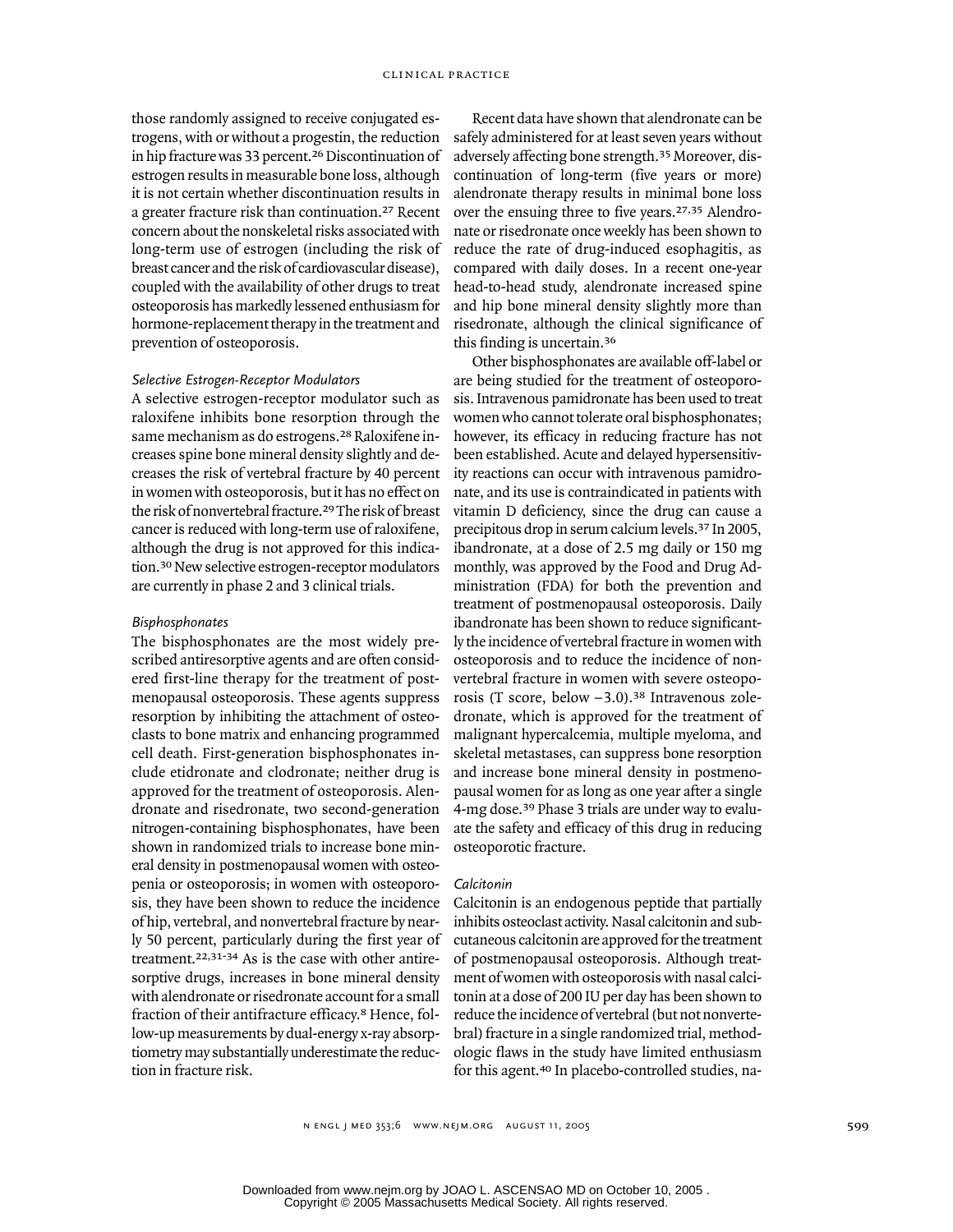those randomly assigned to receive conjugated estrogens, with or without a progestin, the reduction in hip fracture was 33 percent.[26] Discontinuation of estrogen results in measurable bone loss, although it is not certain whether discontinuation results in a greater fracture risk than continuation.[27] Recent concern about the nonskeletal risks associated with long-term use of estrogen (including the risk of breast cancer and the risk of cardiovascular disease), coupled with the availability of other drugs to treat osteoporosis has markedly lessened enthusiasm for hormone-replacement therapy in the treatment and prevention of osteoporosis.

#### *Selective Estrogen-Receptor Modulators*

A selective estrogen-receptor modulator such as raloxifene inhibits bone resorption through the same mechanism as do estrogens.[28] Raloxifene increases spine bone mineral density slightly and decreases the risk of vertebral fracture by 40 percent in women with osteoporosis, but it has no effect on the risk of nonvertebral fracture.[29] The risk of breast cancer is reduced with long-term use of raloxifene, although the drug is not approved for this indication.[30] New selective estrogen-receptor modulators are currently in phase 2 and 3 clinical trials.

#### *Bisphosphonates*

The bisphosphonates are the most widely prescribed antiresorptive agents and are often considered first-line therapy for the treatment of postmenopausal osteoporosis. These agents suppress resorption by inhibiting the attachment of osteoclasts to bone matrix and enhancing programmed cell death. First-generation bisphosphonates include etidronate and clodronate; neither drug is approved for the treatment of osteoporosis. Alendronate and risedronate, two second-generation nitrogen-containing bisphosphonates, have been shown in randomized trials to increase bone mineral density in postmenopausal women with osteopenia or osteoporosis; in women with osteoporosis, they have been shown to reduce the incidence of hip, vertebral, and nonvertebral fracture by nearly 50 percent, particularly during the first year of treatment.[22,31-34] As is the case with other antiresorptive drugs, increases in bone mineral density with alendronate or risedronate account for a small fraction of their antifracture efficacy.[8] Hence, follow-up measurements by dual-energy x-ray absorptiometry may substantially underestimate the reduction in fracture risk.

Recent data have shown that alendronate can be safely administered for at least seven years without adversely affecting bone strength.[35] Moreover, discontinuation of long-term (five years or more) alendronate therapy results in minimal bone loss over the ensuing three to five years.[27,35] Alendronate or risedronate once weekly has been shown to reduce the rate of drug-induced esophagitis, as compared with daily doses. In a recent one-year head-to-head study, alendronate increased spine and hip bone mineral density slightly more than risedronate, although the clinical significance of this finding is uncertain.[36]

Other bisphosphonates are available off-label or are being studied for the treatment of osteoporosis. Intravenous pamidronate has been used to treat women who cannot tolerate oral bisphosphonates; however, its efficacy in reducing fracture has not been established. Acute and delayed hypersensitivity reactions can occur with intravenous pamidronate, and its use is contraindicated in patients with vitamin D deficiency, since the drug can cause a precipitous drop in serum calcium levels.[37] In 2005, ibandronate, at a dose of 2.5 mg daily or 150 mg monthly, was approved by the Food and Drug Administration (FDA) for both the prevention and treatment of postmenopausal osteoporosis. Daily ibandronate has been shown to reduce significantly the incidence of vertebral fracture in women with osteoporosis and to reduce the incidence of nonvertebral fracture in women with severe osteoporosis (T score, below −3.0).[38] Intravenous zoledronate, which is approved for the treatment of malignant hypercalcemia, multiple myeloma, and skeletal metastases, can suppress bone resorption and increase bone mineral density in postmenopausal women for as long as one year after a single 4-mg dose.[39] Phase 3 trials are under way to evaluate the safety and efficacy of this drug in reducing osteoporotic fracture.

#### *Calcitonin*

Calcitonin is an endogenous peptide that partially inhibits osteoclast activity. Nasal calcitonin and subcutaneous calcitonin are approved for the treatment of postmenopausal osteoporosis. Although treatment of women with osteoporosis with nasal calcitonin at a dose of 200 IU per day has been shown to reduce the incidence of vertebral (but not nonvertebral) fracture in a single randomized trial, methodologic flaws in the study have limited enthusiasm for this agent.[40] In placebo-controlled studies, na-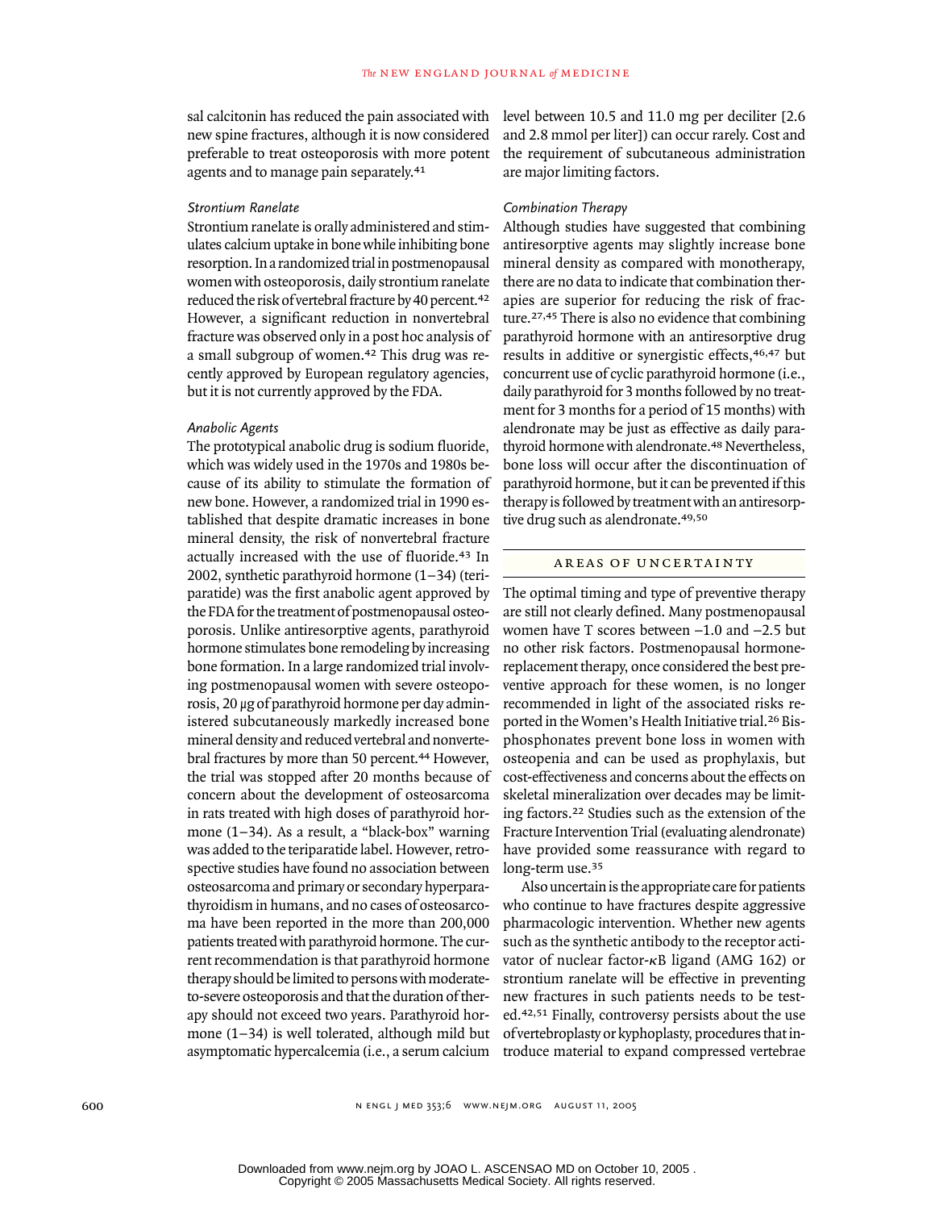sal calcitonin has reduced the pain associated with new spine fractures, although it is now considered preferable to treat osteoporosis with more potent agents and to manage pain separately.[41]

### *Strontium Ranelate*

Strontium ranelate is orally administered and stimulates calcium uptake in bone while inhibiting bone resorption. In a randomized trial in postmenopausal women with osteoporosis, daily strontium ranelate reduced the risk of vertebral fracture by 40 percent.[42] However, a significant reduction in nonvertebral fracture was observed only in a post hoc analysis of a small subgroup of women.[42] This drug was recently approved by European regulatory agencies, but it is not currently approved by the FDA.

### *Anabolic Agents*

The prototypical anabolic drug is sodium fluoride, which was widely used in the 1970s and 1980s because of its ability to stimulate the formation of new bone. However, a randomized trial in 1990 established that despite dramatic increases in bone mineral density, the risk of nonvertebral fracture actually increased with the use of fluoride.[43] In 2002, synthetic parathyroid hormone (1–34) (teriparatide) was the first anabolic agent approved by the FDA for the treatment of postmenopausal osteoporosis. Unlike antiresorptive agents, parathyroid hormone stimulates bone remodeling by increasing bone formation. In a large randomized trial involving postmenopausal women with severe osteoporosis, 20 μg of parathyroid hormone per day administered subcutaneously markedly increased bone mineral density and reduced vertebral and nonvertebral fractures by more than 50 percent.[44] However, the trial was stopped after 20 months because of concern about the development of osteosarcoma in rats treated with high doses of parathyroid hormone (1–34). As a result, a "black-box" warning was added to the teriparatide label. However, retrospective studies have found no association between osteosarcoma and primary or secondary hyperparathyroidism in humans, and no cases of osteosarcoma have been reported in the more than 200,000 patients treated with parathyroid hormone. The current recommendation is that parathyroid hormone therapy should be limited to persons with moderate-to-severe osteoporosis and that the duration of therapy should not exceed two years. Parathyroid hormone (1–34) is well tolerated, although mild but asymptomatic hypercalcemia (i.e., a serum calcium level between 10.5 and 11.0 mg per deciliter [2.6 and 2.8 mmol per liter]) can occur rarely. Cost and the requirement of subcutaneous administration are major limiting factors.

### *Combination Therapy*

Although studies have suggested that combining antiresorptive agents may slightly increase bone mineral density as compared with monotherapy, there are no data to indicate that combination therapies are superior for reducing the risk of fracture.[27,45] There is also no evidence that combining parathyroid hormone with an antiresorptive drug results in additive or synergistic effects,[46,47] but concurrent use of cyclic parathyroid hormone (i.e., daily parathyroid for 3 months followed by no treatment for 3 months for a period of 15 months) with alendronate may be just as effective as daily parathyroid hormone with alendronate.[48] Nevertheless, bone loss will occur after the discontinuation of parathyroid hormone, but it can be prevented if this therapy is followed by treatment with an antiresorptive drug such as alendronate.[49,50]

## AREAS OF UNCERTAINTY

The optimal timing and type of preventive therapy are still not clearly defined. Many postmenopausal women have T scores between −1.0 and −2.5 but no other risk factors. Postmenopausal hormone-replacement therapy, once considered the best preventive approach for these women, is no longer recommended in light of the associated risks reported in the Women's Health Initiative trial.[26] Bisphosphonates prevent bone loss in women with osteopenia and can be used as prophylaxis, but cost-effectiveness and concerns about the effects on skeletal mineralization over decades may be limiting factors.[22] Studies such as the extension of the Fracture Intervention Trial (evaluating alendronate) have provided some reassurance with regard to long-term use.[35]

Also uncertain is the appropriate care for patients who continue to have fractures despite aggressive pharmacologic intervention. Whether new agents such as the synthetic antibody to the receptor activator of nuclear factor-κB ligand (AMG 162) or strontium ranelate will be effective in preventing new fractures in such patients needs to be tested.[42,51] Finally, controversy persists about the use of vertebroplasty or kyphoplasty, procedures that introduce material to expand compressed vertebrae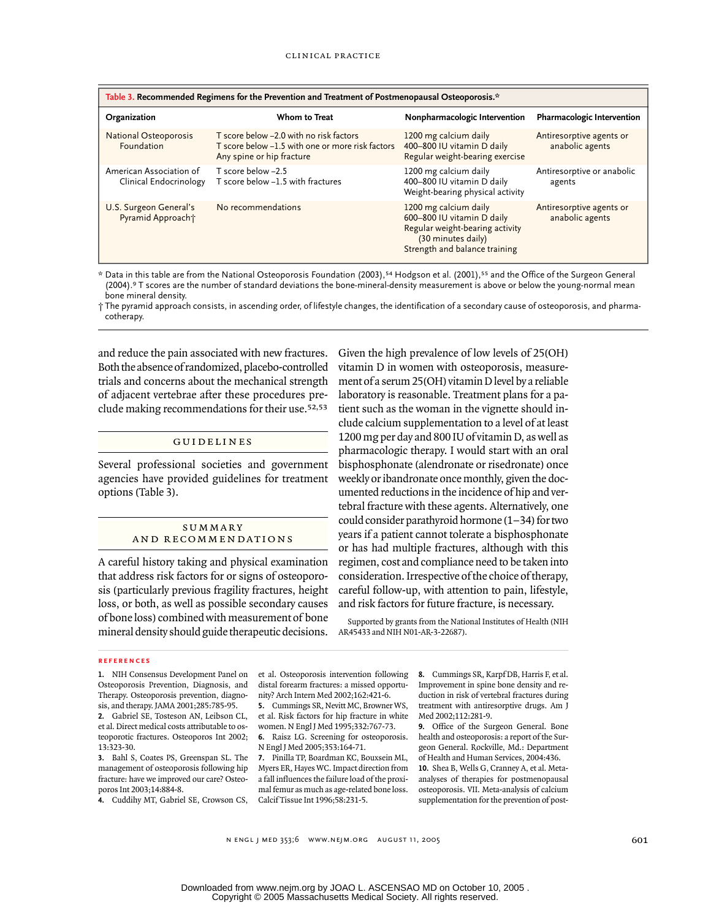**Table 3. Recommended Regimens for the Prevention and Treatment of Postmenopausal Osteoporosis.***

| Organization | Whom to Treat | Nonpharmacologic Intervention | Pharmacologic Intervention |
|---|---|---|---|
| National Osteoporosis Foundation | T score below −2.0 with no risk factors<br>T score below −1.5 with one or more risk factors<br>Any spine or hip fracture | 1200 mg calcium daily<br>400–800 IU vitamin D daily<br>Regular weight-bearing exercise | Antiresorptive agents or anabolic agents |
| American Association of Clinical Endocrinology | T score below −2.5<br>T score below −1.5 with fractures | 1200 mg calcium daily<br>400–800 IU vitamin D daily<br>Weight-bearing physical activity | Antiresorptive or anabolic agents |
| U.S. Surgeon General's Pyramid Approach† | No recommendations | 1200 mg calcium daily<br>600–800 IU vitamin D daily<br>Regular weight-bearing activity (30 minutes daily)<br>Strength and balance training | Antiresorptive agents or anabolic agents |

\* Data in this table are from the National Osteoporosis Foundation (2003),[54] Hodgson et al. (2001),[55] and the Office of the Surgeon General (2004).[9] T scores are the number of standard deviations the bone-mineral-density measurement is above or below the young-normal mean bone mineral density.

† The pyramid approach consists, in ascending order, of lifestyle changes, the identification of a secondary cause of osteoporosis, and pharmacotherapy.

and reduce the pain associated with new fractures. Both the absence of randomized, placebo-controlled trials and concerns about the mechanical strength of adjacent vertebrae after these procedures preclude making recommendations for their use.[52,53]

## GUIDELINES

Several professional societies and government agencies have provided guidelines for treatment options (Table 3).

## SUMMARY AND RECOMMENDATIONS

A careful history taking and physical examination that address risk factors for or signs of osteoporosis (particularly previous fragility fractures, height loss, or both, as well as possible secondary causes of bone loss) combined with measurement of bone mineral density should guide therapeutic decisions. Given the high prevalence of low levels of 25(OH) vitamin D in women with osteoporosis, measurement of a serum 25(OH) vitamin D level by a reliable laboratory is reasonable. Treatment plans for a patient such as the woman in the vignette should include calcium supplementation to a level of at least 1200 mg per day and 800 IU of vitamin D, as well as pharmacologic therapy. I would start with an oral bisphosphonate (alendronate or risedronate) once weekly or ibandronate once monthly, given the documented reductions in the incidence of hip and vertebral fracture with these agents. Alternatively, one could consider parathyroid hormone (1–34) for two years if a patient cannot tolerate a bisphosphonate or has had multiple fractures, although with this regimen, cost and compliance need to be taken into consideration. Irrespective of the choice of therapy, careful follow-up, with attention to pain, lifestyle, and risk factors for future fracture, is necessary.

Supported by grants from the National Institutes of Health (NIH AR45433 and NIH N01-AR-3-22687).

## REFERENCES

1. NIH Consensus Development Panel on Osteoporosis Prevention, Diagnosis, and Therapy. Osteoporosis prevention, diagnosis, and therapy. JAMA 2001;285:785-95.
2. Gabriel SE, Tosteson AN, Leibson CL, et al. Direct medical costs attributable to osteoporotic fractures. Osteoporos Int 2002; 13:323-30.
3. Bahl S, Coates PS, Greenspan SL. The management of osteoporosis following hip fracture: have we improved our care? Osteoporos Int 2003;14:884-8.
4. Cuddihy MT, Gabriel SE, Crowson CS, et al. Osteoporosis intervention following distal forearm fractures: a missed opportunity? Arch Intern Med 2002;162:421-6.
5. Cummings SR, Nevitt MC, Browner WS, et al. Risk factors for hip fracture in white women. N Engl J Med 1995;332:767-73.
6. Raisz LG. Screening for osteoporosis. N Engl J Med 2005;353:164-71.
7. Pinilla TP, Boardman KC, Bouxsein ML, Myers ER, Hayes WC. Impact direction from a fall influences the failure load of the proximal femur as much as age-related bone loss. Calcif Tissue Int 1996;58:231-5.
8. Cummings SR, Karpf DB, Harris F, et al. Improvement in spine bone density and reduction in risk of vertebral fractures during treatment with antiresorptive drugs. Am J Med 2002;112:281-9.
9. Office of the Surgeon General. Bone health and osteoporosis: a report of the Surgeon General. Rockville, Md.: Department of Health and Human Services, 2004:436.
10. Shea B, Wells G, Cranney A, et al. Meta-analyses of therapies for postmenopausal osteoporosis. VII. Meta-analysis of calcium supplementation for the prevention of post-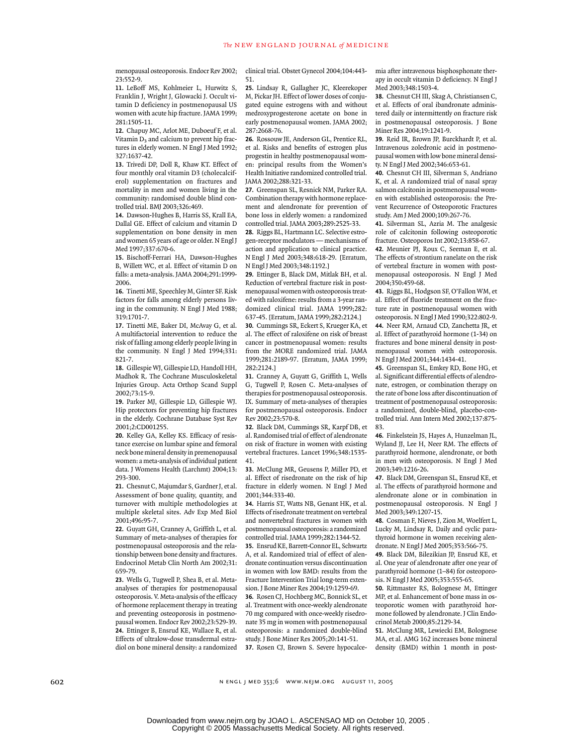menopausal osteoporosis. Endocr Rev 2002; 23:552-9.

**11.** LeBoff MS, Kohlmeier L, Hurwitz S, Franklin J, Wright J, Glowacki J. Occult vitamin D deficiency in postmenopausal US women with acute hip fracture. JAMA 1999; 281:1505-11.

**12.** Chapuy MC, Arlot ME, Duboeuf F, et al. Vitamin $D_3$ and calcium to prevent hip fractures in elderly women. N Engl J Med 1992; 327:1637-42.

**13.** Trivedi DP, Doll R, Khaw KT. Effect of four monthly oral vitamin D3 (cholecalciferol) supplementation on fractures and mortality in men and women living in the community: randomised double blind controlled trial. BMJ 2003;326:469.

**14.** Dawson-Hughes B, Harris SS, Krall EA, Dallal GE. Effect of calcium and vitamin D supplementation on bone density in men and women 65 years of age or older. N Engl J Med 1997;337:670-6.

**15.** Bischoff-Ferrari HA, Dawson-Hughes B, Willett WC, et al. Effect of vitamin D on falls: a meta-analysis. JAMA 2004;291:1999-2006.

**16.** Tinetti ME, Speechley M, Ginter SF. Risk factors for falls among elderly persons living in the community. N Engl J Med 1988; 319:1701-7.

**17.** Tinetti ME, Baker DI, McAvay G, et al. A multifactorial intervention to reduce the risk of falling among elderly people living in the community. N Engl J Med 1994;331: 821-7.

**18.** Gillespie WJ, Gillespie LD, Handoll HH, Madhok R. The Cochrane Musculoskeletal Injuries Group. Acta Orthop Scand Suppl 2002;73:15-9.

**19.** Parker MJ, Gillespie LD, Gillespie WJ. Hip protectors for preventing hip fractures in the elderly. Cochrane Database Syst Rev 2001;2:CD001255.

**20.** Kelley GA, Kelley KS. Efficacy of resistance exercise on lumbar spine and femoral neck bone mineral density in premenopausal women: a meta-analysis of individual patient data. J Womens Health (Larchmt) 2004;13: 293-300.

**21.** Chesnut C, Majumdar S, Gardner J, et al. Assessment of bone quality, quantity, and turnover with multiple methodologies at multiple skeletal sites. Adv Exp Med Biol 2001;496:95-7.

**22.** Guyatt GH, Cranney A, Griffith L, et al. Summary of meta-analyses of therapies for postmenopausal osteoporosis and the relationship between bone density and fractures. Endocrinol Metab Clin North Am 2002;31: 659-79.

**23.** Wells G, Tugwell P, Shea B, et al. Meta-analyses of therapies for postmenopausal osteoporosis. V. Meta-analysis of the efficacy of hormone replacement therapy in treating and preventing osteoporosis in postmenopausal women. Endocr Rev 2002;23:529-39.

**24.** Ettinger B, Ensrud KE, Wallace R, et al. Effects of ultralow-dose transdermal estradiol on bone mineral density: a randomized clinical trial. Obstet Gynecol 2004;104:443-51.

**25.** Lindsay R, Gallagher JC, Kleerekoper M, Pickar JH. Effect of lower doses of conjugated equine estrogens with and without medroxyprogesterone acetate on bone in early postmenopausal women. JAMA 2002; 287:2668-76.

**26.** Rossouw JE, Anderson GL, Prentice RL, et al. Risks and benefits of estrogen plus progestin in healthy postmenopausal women: principal results from the Women's Health Initiative randomized controlled trial. JAMA 2002;288:321-33.

**27.** Greenspan SL, Resnick NM, Parker RA. Combination therapy with hormone replacement and alendronate for prevention of bone loss in elderly women: a randomized controlled trial. JAMA 2003;289:2525-33.

**28.** Riggs BL, Hartmann LC. Selective estrogen-receptor modulators — mechanisms of action and application to clinical practice. N Engl J Med 2003;348:618-29. [Erratum, N Engl J Med 2003;348:1192.]

**29.** Ettinger B, Black DM, Mitlak BH, et al. Reduction of vertebral fracture risk in postmenopausal women with osteoporosis treated with raloxifene: results from a 3-year randomized clinical trial. JAMA 1999;282: 637-45. [Erratum, JAMA 1999;282:2124.]

**30.** Cummings SR, Eckert S, Krueger KA, et al. The effect of raloxifene on risk of breast cancer in postmenopausal women: results from the MORE randomized trial. JAMA 1999;281:2189-97. [Erratum, JAMA 1999; 282:2124.]

**31.** Cranney A, Guyatt G, Griffith L, Wells G, Tugwell P, Rosen C. Meta-analyses of therapies for postmenopausal osteoporosis. IX. Summary of meta-analyses of therapies for postmenopausal osteoporosis. Endocr Rev 2002;23:570-8.

**32.** Black DM, Cummings SR, Karpf DB, et al. Randomised trial of effect of alendronate on risk of fracture in women with existing vertebral fractures. Lancet 1996;348:1535-41.

**33.** McClung MR, Geusens P, Miller PD, et al. Effect of risedronate on the risk of hip fracture in elderly women. N Engl J Med 2001;344:333-40.

**34.** Harris ST, Watts NB, Genant HK, et al. Effects of risedronate treatment on vertebral and nonvertebral fractures in women with postmenopausal osteoporosis: a randomized controlled trial. JAMA 1999;282:1344-52.

**35.** Ensrud KE, Barrett-Connor EL, Schwartz A, et al. Randomized trial of effect of alendronate continuation versus discontinuation in women with low BMD: results from the Fracture Intervention Trial long-term extension. J Bone Miner Res 2004;19:1259-69.

**36.** Rosen CJ, Hochberg MC, Bonnick SL, et al. Treatment with once-weekly alendronate 70 mg compared with once-weekly risedronate 35 mg in women with postmenopausal osteoporosis: a randomized double-blind study. J Bone Miner Res 2005;20:141-51.

**37.** Rosen CJ, Brown S. Severe hypocalcemia after intravenous bisphosphonate therapy in occult vitamin D deficiency. N Engl J Med 2003;348:1503-4.

**38.** Chesnut CH III, Skag A, Christiansen C, et al. Effects of oral ibandronate administered daily or intermittently on fracture risk in postmenopausal osteoporosis. J Bone Miner Res 2004;19:1241-9.

**39.** Reid IR, Brown JP, Burckhardt P, et al. Intravenous zoledronic acid in postmenopausal women with low bone mineral density. N Engl J Med 2002;346:653-61.

**40.** Chesnut CH III, Silverman S, Andriano K, et al. A randomized trial of nasal spray salmon calcitonin in postmenopausal women with established osteoporosis: the Prevent Recurrence of Osteoporotic Fractures study. Am J Med 2000;109:267-76.

**41.** Silverman SL, Azria M. The analgesic role of calcitonin following osteoporotic fracture. Osteoporos Int 2002;13:858-67.

**42.** Meunier PJ, Roux C, Seeman E, et al. The effects of strontium ranelate on the risk of vertebral fracture in women with postmenopausal osteoporosis. N Engl J Med 2004;350:459-68.

**43.** Riggs BL, Hodgson SF, O'Fallon WM, et al. Effect of fluoride treatment on the fracture rate in postmenopausal women with osteoporosis. N Engl J Med 1990;322:802-9.

**44.** Neer RM, Arnaud CD, Zanchetta JR, et al. Effect of parathyroid hormone (1-34) on fractures and bone mineral density in postmenopausal women with osteoporosis. N Engl J Med 2001;344:1434-41.

**45.** Greenspan SL, Emkey RD, Bone HG, et al. Significant differential effects of alendronate, estrogen, or combination therapy on the rate of bone loss after discontinuation of treatment of postmenopausal osteoporosis: a randomized, double-blind, placebo-controlled trial. Ann Intern Med 2002;137:875-83.

**46.** Finkelstein JS, Hayes A, Hunzelman JL, Wyland JJ, Lee H, Neer RM. The effects of parathyroid hormone, alendronate, or both in men with osteoporosis. N Engl J Med 2003;349:1216-26.

**47.** Black DM, Greenspan SL, Ensrud KE, et al. The effects of parathyroid hormone and alendronate alone or in combination in postmenopausal osteoporosis. N Engl J Med 2003;349:1207-15.

**48.** Cosman F, Nieves J, Zion M, Woelfert L, Lucky M, Lindsay R. Daily and cyclic parathyroid hormone in women receiving alendronate. N Engl J Med 2005;353:566-75.

**49.** Black DM, Bilezikian JP, Ensrud KE, et al. One year of alendronate after one year of parathyroid hormone (1–84) for osteoporosis. N Engl J Med 2005;353:555-65.

**50.** Rittmaster RS, Bolognese M, Ettinger MP, et al. Enhancement of bone mass in osteoporotic women with parathyroid hormone followed by alendronate. J Clin Endocrinol Metab 2000;85:2129-34.

**51.** McClung MR, Lewiecki EM, Bolognese MA, et al. AMG 162 increases bone mineral density (BMD) within 1 month in post-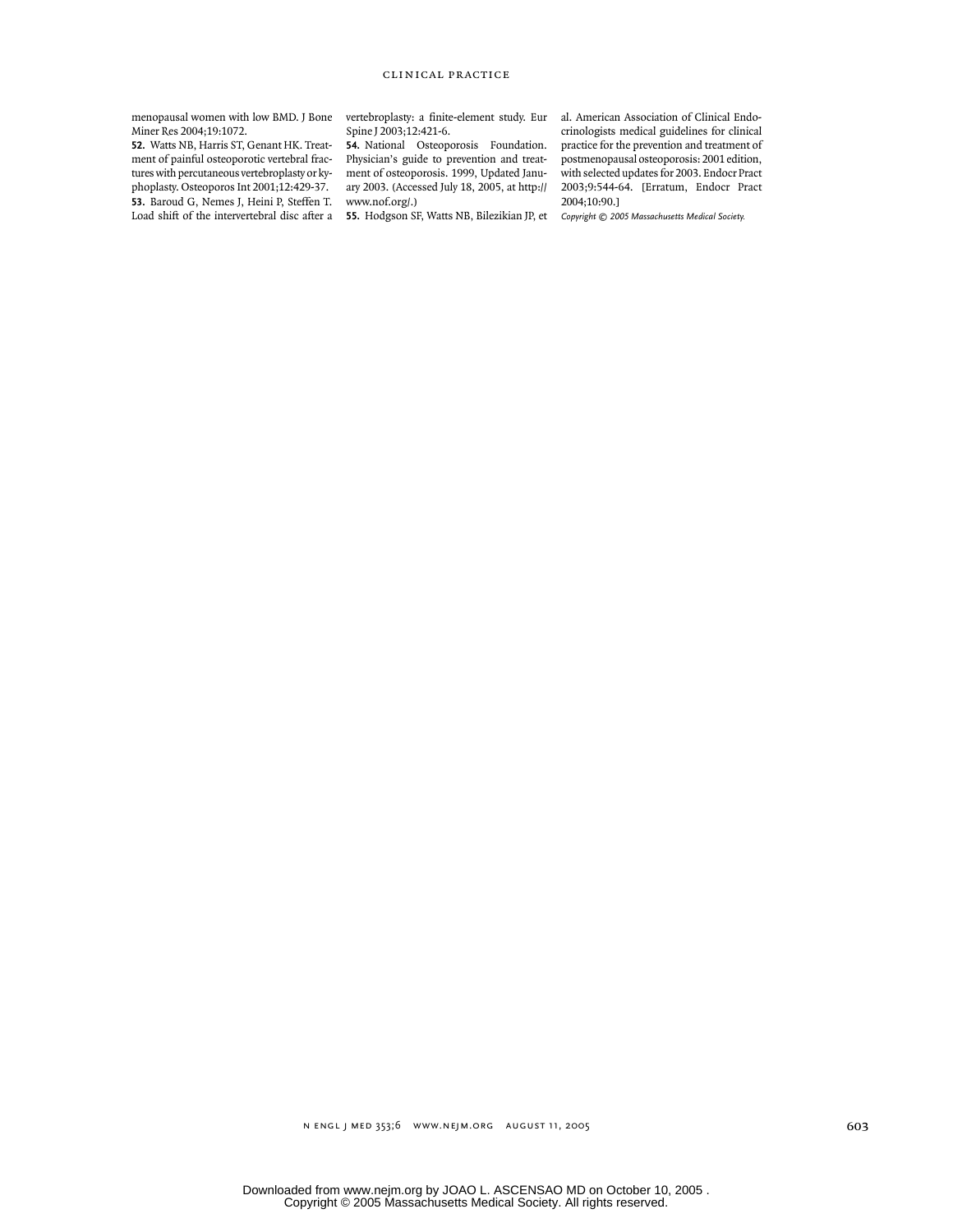menopausal women with low BMD. J Bone Miner Res 2004;19:1072.

**52.** Watts NB, Harris ST, Genant HK. Treatment of painful osteoporotic vertebral fractures with percutaneous vertebroplasty or kyphoplasty. Osteoporos Int 2001;12:429-37.

**53.** Baroud G, Nemes J, Heini P, Steffen T. Load shift of the intervertebral disc after a vertebroplasty: a finite-element study. Eur Spine J 2003;12:421-6.

**54.** National Osteoporosis Foundation. Physician's guide to prevention and treatment of osteoporosis. 1999, Updated January 2003. (Accessed July 18, 2005, at http://www.nof.org/.)

**55.** Hodgson SF, Watts NB, Bilezikian JP, et al. American Association of Clinical Endocrinologists medical guidelines for clinical practice for the prevention and treatment of postmenopausal osteoporosis: 2001 edition, with selected updates for 2003. Endocr Pract 2003;9:544-64. [Erratum, Endocr Pract 2004;10:90.]

*Copyright © 2005 Massachusetts Medical Society.*

Downloaded from www.nejm.org by JOAO L. ASCENSAO MD on October 10, 2005 .
Copyright © 2005 Massachusetts Medical Society. All rights reserved.